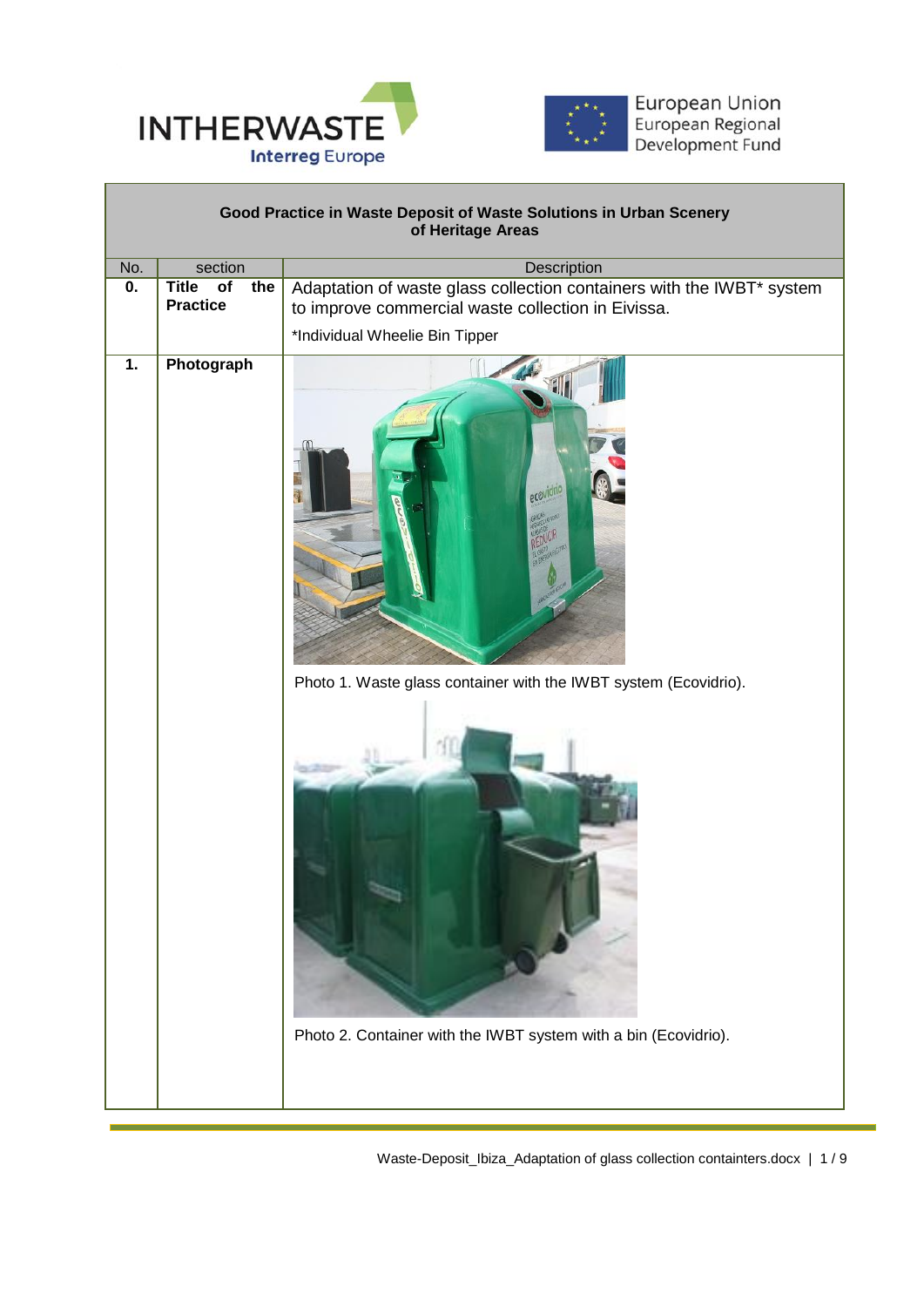| Good Practice in Waste Deposit of Waste Solutions in Urban Scenery of Heritage Areas | | |
|---|---|---|
| No. | section | Description |
| **0.** | **Title of the Practice** | Adaptation of waste glass collection containers with the IWBT* system to improve commercial waste collection in Eivissa.<br>*Individual Wheelie Bin Tipper |
| **1.** | **Photograph** | Photo 1. Waste glass container with the IWBT system (Ecovidrio).<br>Photo 2. Container with the IWBT system with a bin (Ecovidrio). |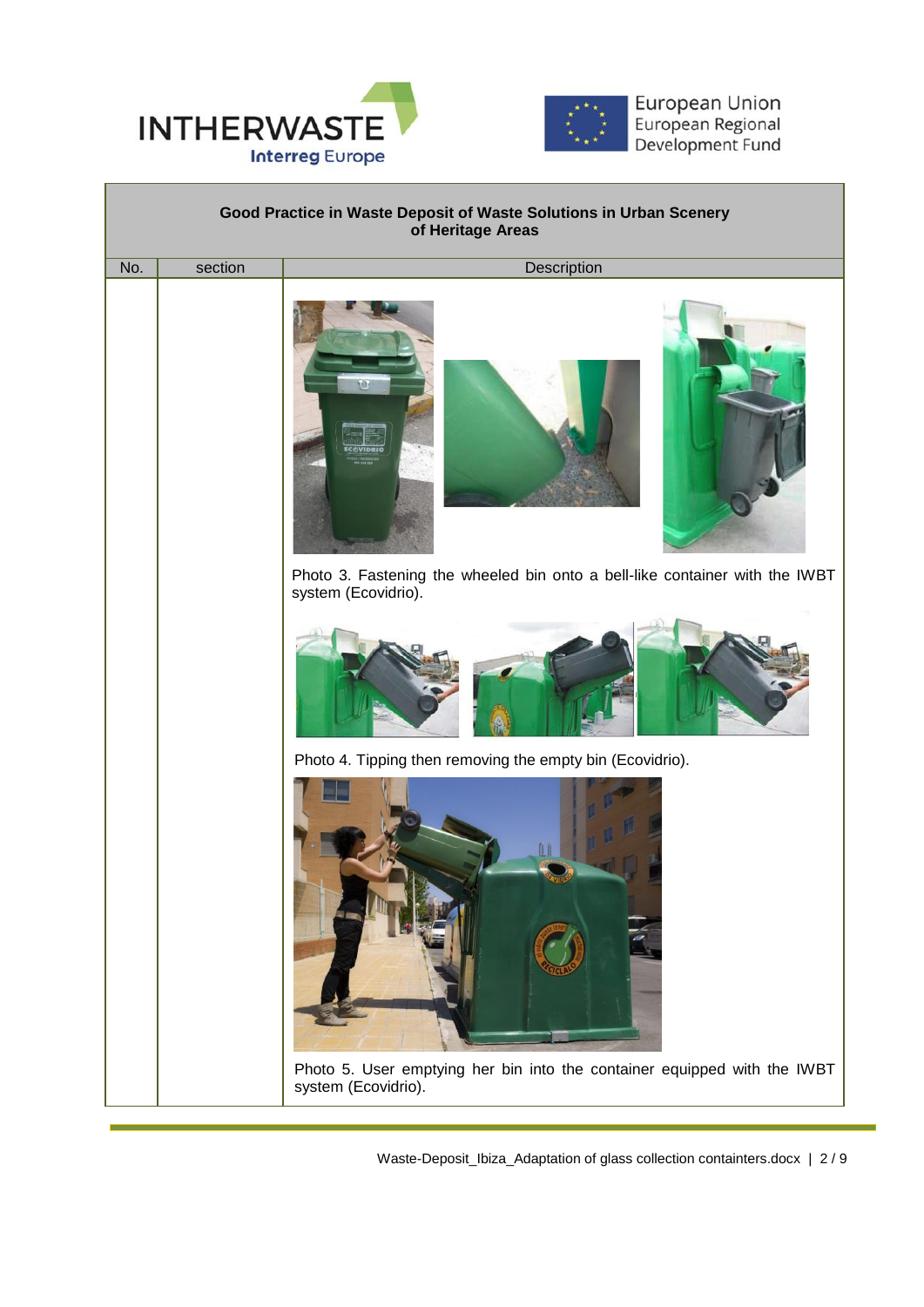| Good Practice in Waste Deposit of Waste Solutions in Urban Scenery of Heritage Areas | | |
|---|---|---|
| No. | section | Description |
| | | Photo 3. Fastening the wheeled bin onto a bell-like container with the IWBT system (Ecovidrio).<br><br>Photo 4. Tipping then removing the empty bin (Ecovidrio).<br><br>Photo 5. User emptying her bin into the container equipped with the IWBT system (Ecovidrio). |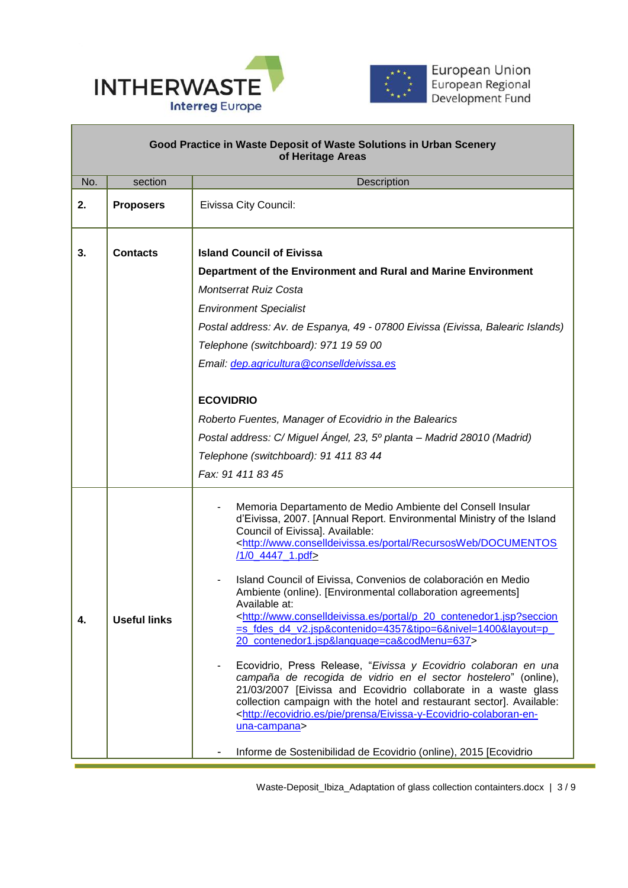| Good Practice in Waste Deposit of Waste Solutions in Urban Scenery of Heritage Areas | | |
|---|---|---|
| No. | section | Description |
| **2.** | **Proposers** | Eivissa City Council: |
| **3.** | **Contacts** | **Island Council of Eivissa**<br>**Department of the Environment and Rural and Marine Environment**<br>*Montserrat Ruiz Costa*<br>*Environment Specialist*<br>*Postal address: Av. de Espanya, 49 - 07800 Eivissa (Eivissa, Balearic Islands)*<br>*Telephone (switchboard): 971 19 59 00*<br>*Email: dep.agricultura@conselldeivissa.es*<br><br>**ECOVIDRIO**<br>*Roberto Fuentes, Manager of Ecovidrio in the Balearics*<br>*Postal address: C/ Miguel Ángel, 23, 5º planta – Madrid 28010 (Madrid)*<br>*Telephone (switchboard): 91 411 83 44*<br>*Fax: 91 411 83 45* |
| **4.** | **Useful links** | - Memoria Departamento de Medio Ambiente del Consell Insular d'Eivissa, 2007. [Annual Report. Environmental Ministry of the Island Council of Eivissa]. Available: <http://www.conselldeivissa.es/portal/RecursosWeb/DOCUMENTOS/1/0_4447_1.pdf><br><br>- Island Council of Eivissa, Convenios de colaboración en Medio Ambiente (online). [Environmental collaboration agreements] Available at: <http://www.conselldeivissa.es/portal/p_20_contenedor1.jsp?seccion=s_fdes_d4_v2.jsp&contenido=4357&tipo=6&nivel=1400&layout=p_20_contenedor1.jsp&language=ca&codMenu=637><br><br>- Ecovidrio, Press Release, "*Eivissa y Ecovidrio colaboran en una campaña de recogida de vidrio en el sector hostelero*" (online), 21/03/2007 [Eivissa and Ecovidrio collaborate in a waste glass collection campaign with the hotel and restaurant sector]. Available: <http://ecovidrio.es/pie/prensa/Eivissa-y-Ecovidrio-colaboran-en-una-campana><br><br>- Informe de Sostenibilidad de Ecovidrio (online), 2015 [Ecovidrio |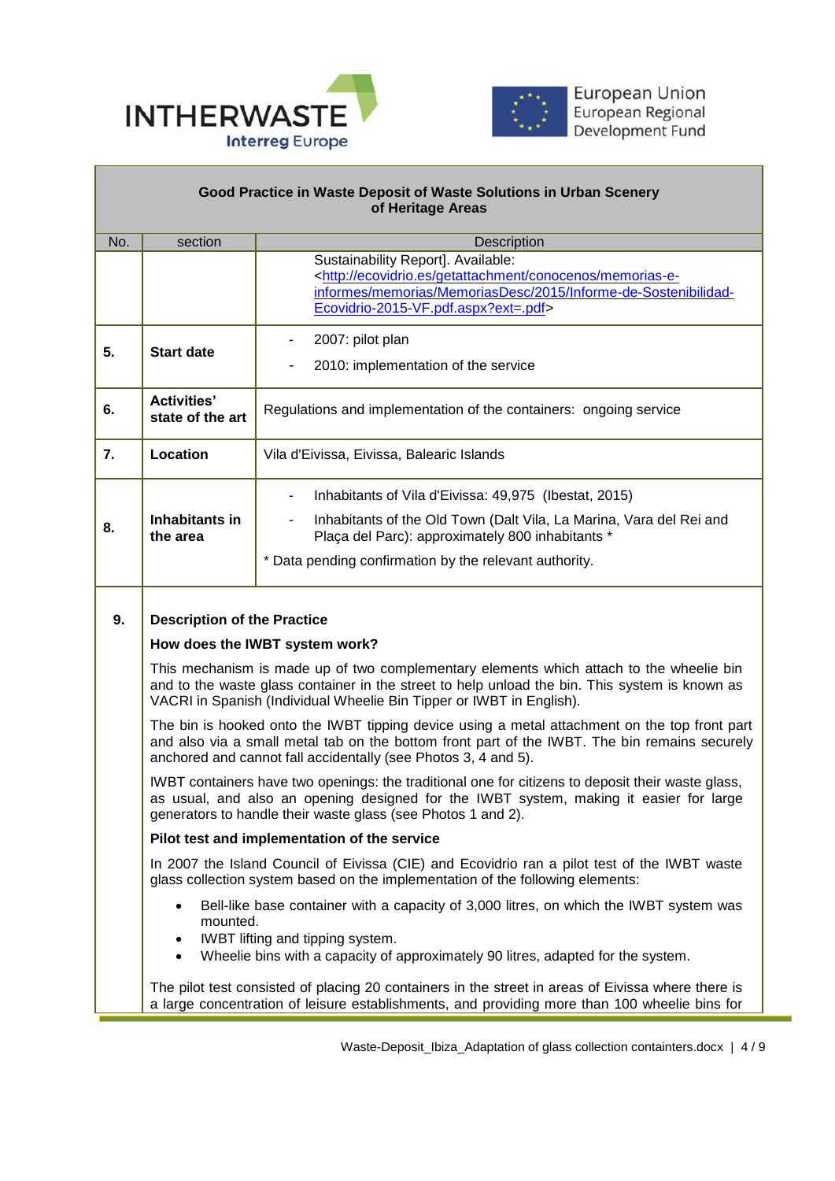**Good Practice in Waste Deposit of Waste Solutions in Urban Scenery of Heritage Areas**

| No. | section | Description |
|---|---|---|
| | | Sustainability Report]. Available: <http://ecovidrio.es/getattachment/conocenos/memorias-e-informes/memorias/MemoriasDesc/2015/Informe-de-Sostenibilidad-Ecovidrio-2015-VF.pdf.aspx?ext=.pdf> |
| **5.** | **Start date** | - 2007: pilot plan<br>- 2010: implementation of the service |
| **6.** | **Activities' state of the art** | Regulations and implementation of the containers: ongoing service |
| **7.** | **Location** | Vila d'Eivissa, Eivissa, Balearic Islands |
| **8.** | **Inhabitants in the area** | - Inhabitants of Vila d'Eivissa: 49,975 (Ibestat, 2015)<br>- Inhabitants of the Old Town (Dalt Vila, La Marina, Vara del Rei and Plaça del Parc): approximately 800 inhabitants *<br>* Data pending confirmation by the relevant authority. |

**9.** **Description of the Practice**

**How does the IWBT system work?**

This mechanism is made up of two complementary elements which attach to the wheelie bin and to the waste glass container in the street to help unload the bin. This system is known as VACRI in Spanish (Individual Wheelie Bin Tipper or IWBT in English).

The bin is hooked onto the IWBT tipping device using a metal attachment on the top front part and also via a small metal tab on the bottom front part of the IWBT. The bin remains securely anchored and cannot fall accidentally (see Photos 3, 4 and 5).

IWBT containers have two openings: the traditional one for citizens to deposit their waste glass, as usual, and also an opening designed for the IWBT system, making it easier for large generators to handle their waste glass (see Photos 1 and 2).

**Pilot test and implementation of the service**

In 2007 the Island Council of Eivissa (CIE) and Ecovidrio ran a pilot test of the IWBT waste glass collection system based on the implementation of the following elements:

- Bell-like base container with a capacity of 3,000 litres, on which the IWBT system was mounted.
- IWBT lifting and tipping system.
- Wheelie bins with a capacity of approximately 90 litres, adapted for the system.

The pilot test consisted of placing 20 containers in the street in areas of Eivissa where there is a large concentration of leisure establishments, and providing more than 100 wheelie bins for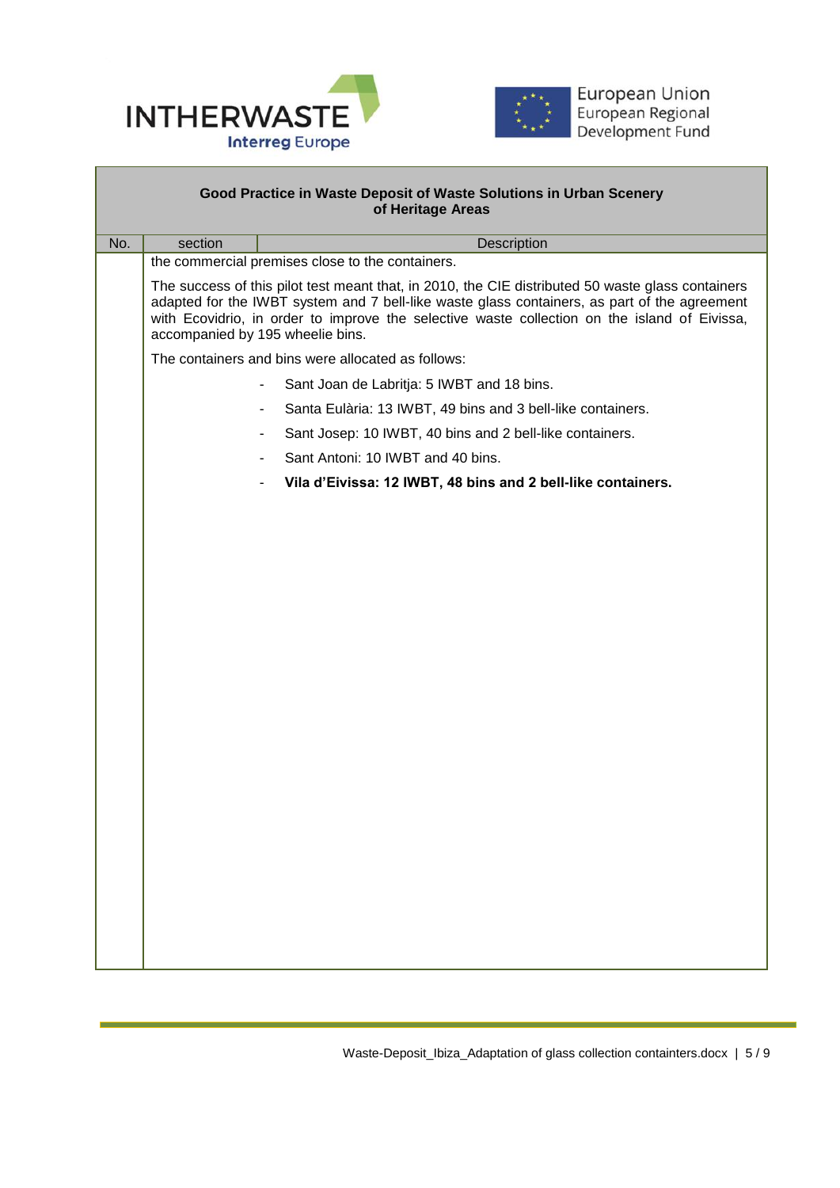**Good Practice in Waste Deposit of Waste Solutions in Urban Scenery of Heritage Areas**

| No. | section | Description |
|---|---|---|
| | | |

the commercial premises close to the containers.

The success of this pilot test meant that, in 2010, the CIE distributed 50 waste glass containers adapted for the IWBT system and 7 bell-like waste glass containers, as part of the agreement with Ecovidrio, in order to improve the selective waste collection on the island of Eivissa, accompanied by 195 wheelie bins.

The containers and bins were allocated as follows:

- Sant Joan de Labritja: 5 IWBT and 18 bins.
- Santa Eulària: 13 IWBT, 49 bins and 3 bell-like containers.
- Sant Josep: 10 IWBT, 40 bins and 2 bell-like containers.
- Sant Antoni: 10 IWBT and 40 bins.
- **Vila d'Eivissa: 12 IWBT, 48 bins and 2 bell-like containers.**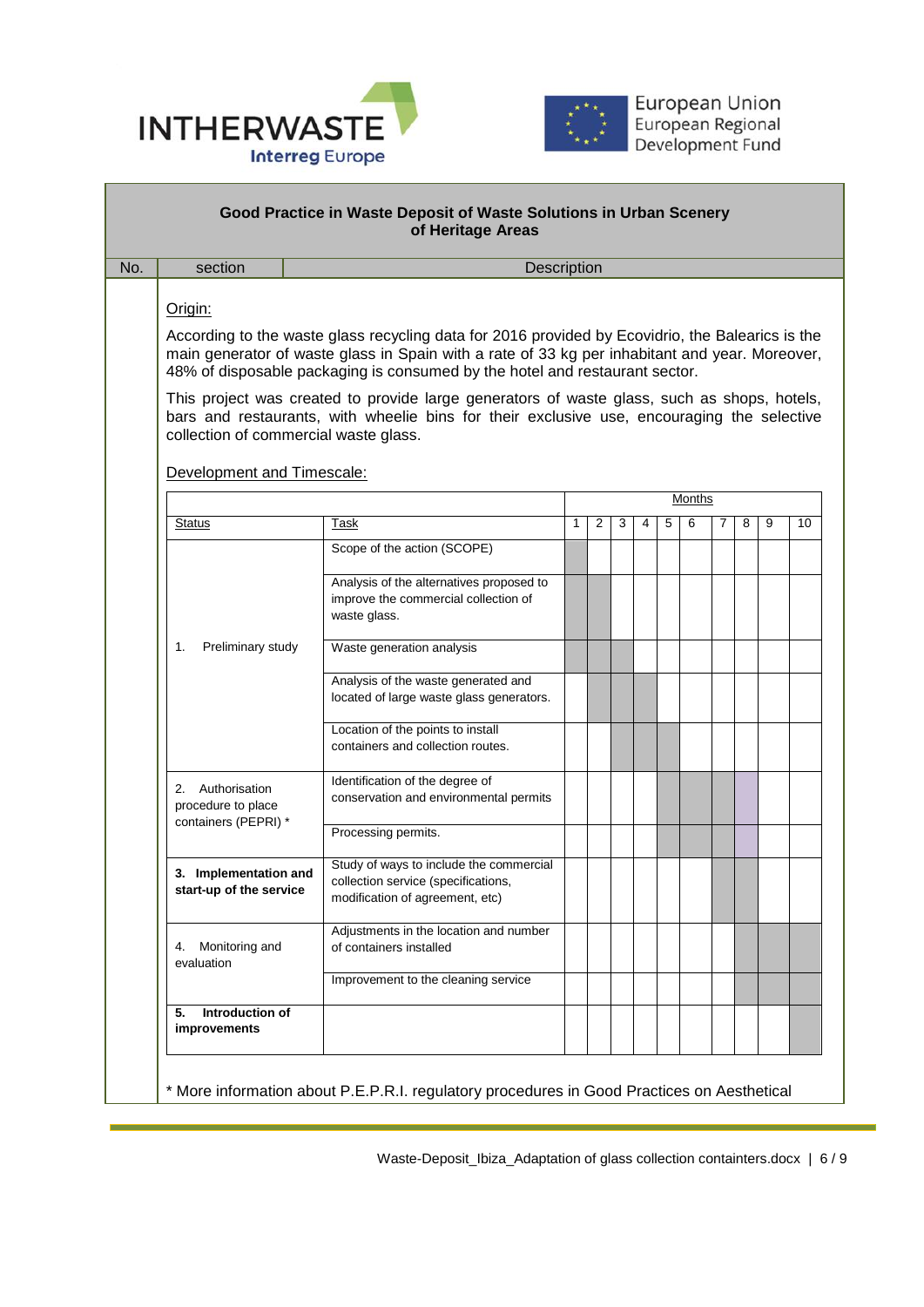**Good Practice in Waste Deposit of Waste Solutions in Urban Scenery of Heritage Areas**

| No. | section | Description |
|---|---|---|

Origin:

According to the waste glass recycling data for 2016 provided by Ecovidrio, the Balearics is the main generator of waste glass in Spain with a rate of 33 kg per inhabitant and year. Moreover, 48% of disposable packaging is consumed by the hotel and restaurant sector.

This project was created to provide large generators of waste glass, such as shops, hotels, bars and restaurants, with wheelie bins for their exclusive use, encouraging the selective collection of commercial waste glass.

Development and Timescale:

| | | Months | | | | | | | | | |
|---|---|---|---|---|---|---|---|---|---|---|---|
| Status | Task | 1 | 2 | 3 | 4 | 5 | 6 | 7 | 8 | 9 | 10 |
| 1. Preliminary study | Scope of the action (SCOPE) | X | | | | | | | | | |
| | Analysis of the alternatives proposed to improve the commercial collection of waste glass. | X | X | | | | | | | | |
| | Waste generation analysis | X | X | X | | | | | | | |
| | Analysis of the waste generated and located of large waste glass generators. | | X | X | X | | | | | | |
| | Location of the points to install containers and collection routes. | | | X | X | X | | | | | |
| 2. Authorisation procedure to place containers (PEPRI) * | Identification of the degree of conservation and environmental permits | | | | | X | X | X | X | | |
| | Processing permits. | | | | | X | X | X | X | | |
| **3. Implementation and start-up of the service** | Study of ways to include the commercial collection service (specifications, modification of agreement, etc) | | | | | | | X | X | | |
| 4. Monitoring and evaluation | Adjustments in the location and number of containers installed | | | | | | | | X | X | X |
| | Improvement to the cleaning service | | | | | | | | X | X | X |
| **5. Introduction of improvements** | | | | | | | | | | | X |

\* More information about P.E.P.R.I. regulatory procedures in Good Practices on Aesthetical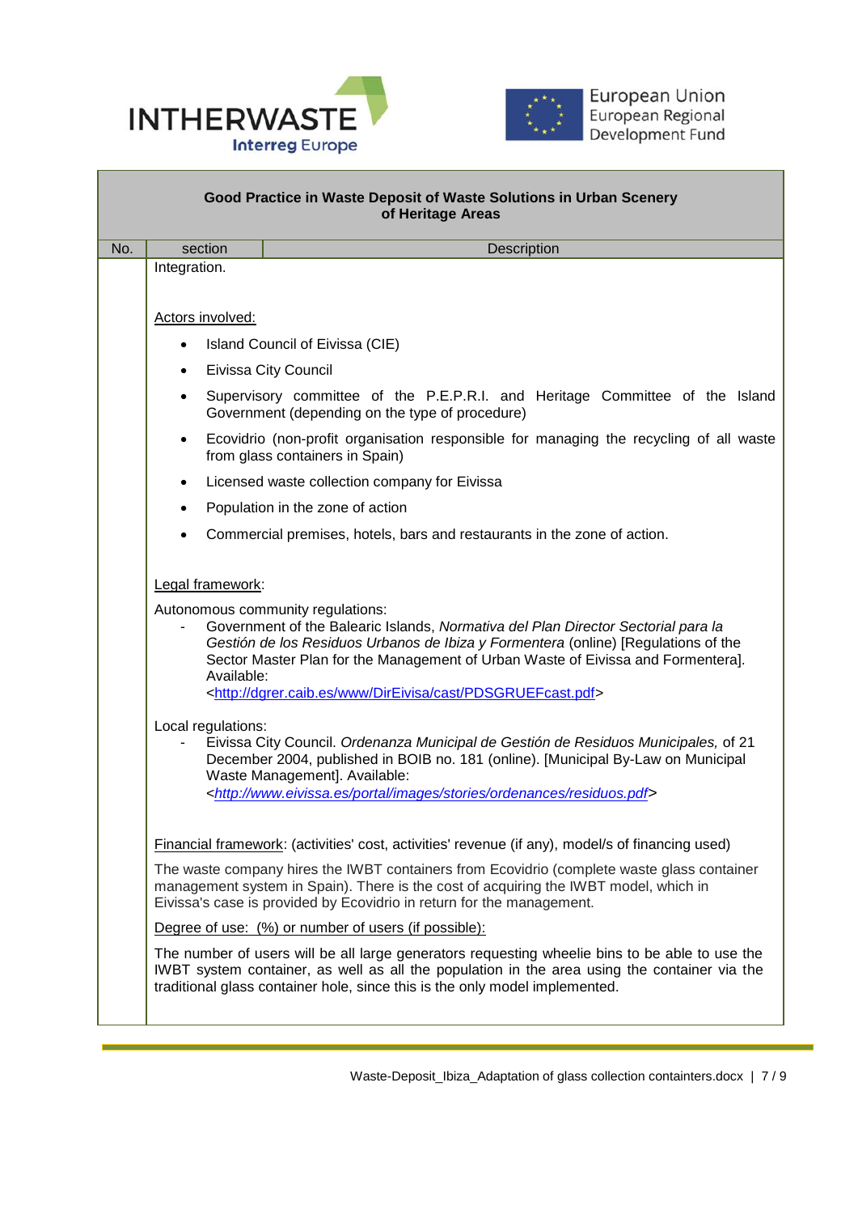**Good Practice in Waste Deposit of Waste Solutions in Urban Scenery of Heritage Areas**

| No. | section | Description |
|---|---|---|

Integration.

Actors involved:

- Island Council of Eivissa (CIE)
- Eivissa City Council
- Supervisory committee of the P.E.P.R.I. and Heritage Committee of the Island Government (depending on the type of procedure)
- Ecovidrio (non-profit organisation responsible for managing the recycling of all waste from glass containers in Spain)
- Licensed waste collection company for Eivissa
- Population in the zone of action
- Commercial premises, hotels, bars and restaurants in the zone of action.

Legal framework:

Autonomous community regulations:

- Government of the Balearic Islands, *Normativa del Plan Director Sectorial para la Gestión de los Residuos Urbanos de Ibiza y Formentera* (online) [Regulations of the Sector Master Plan for the Management of Urban Waste of Eivissa and Formentera]. Available: <http://dgrer.caib.es/www/DirEivisa/cast/PDSGRUEFcast.pdf>

Local regulations:

- Eivissa City Council. *Ordenanza Municipal de Gestión de Residuos Municipales,* of 21 December 2004, published in BOIB no. 181 (online). [Municipal By-Law on Municipal Waste Management]. Available: <*http://www.eivissa.es/portal/images/stories/ordenances/residuos.pdf*>

Financial framework: (activities' cost, activities' revenue (if any), model/s of financing used)

The waste company hires the IWBT containers from Ecovidrio (complete waste glass container management system in Spain). There is the cost of acquiring the IWBT model, which in Eivissa's case is provided by Ecovidrio in return for the management.

Degree of use: (%) or number of users (if possible):

The number of users will be all large generators requesting wheelie bins to be able to use the IWBT system container, as well as all the population in the area using the container via the traditional glass container hole, since this is the only model implemented.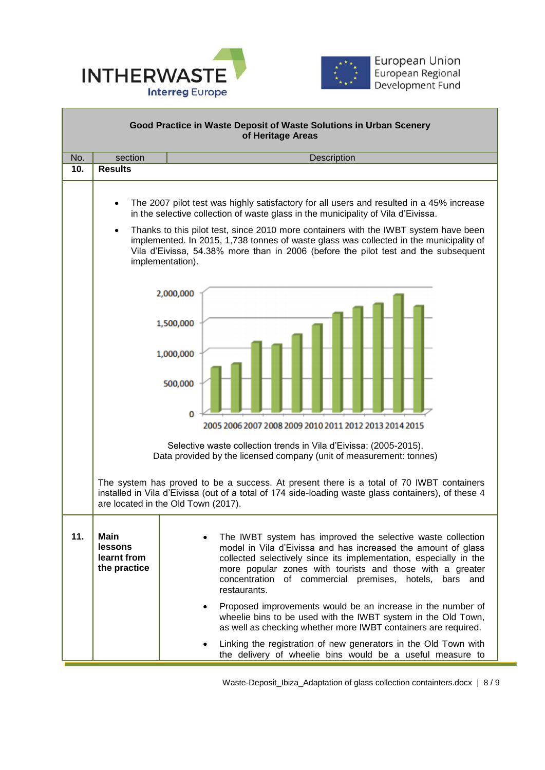**Good Practice in Waste Deposit of Waste Solutions in Urban Scenery of Heritage Areas**

| No. | section | Description |
|---|---|---|
| **10.** | **Results** | |

- The 2007 pilot test was highly satisfactory for all users and resulted in a 45% increase in the selective collection of waste glass in the municipality of Vila d'Eivissa.
- Thanks to this pilot test, since 2010 more containers with the IWBT system have been implemented. In 2015, 1,738 tonnes of waste glass was collected in the municipality of Vila d'Eivissa, 54.38% more than in 2006 (before the pilot test and the subsequent implementation).

Selective waste collection trends in Vila d'Eivissa: (2005-2015).
Data provided by the licensed company (unit of measurement: tonnes)

The system has proved to be a success. At present there is a total of 70 IWBT containers installed in Vila d'Eivissa (out of a total of 174 side-loading waste glass containers), of these 4 are located in the Old Town (2017).

| No. | section | Description |
|---|---|---|
| **11.** | **Main lessons learnt from the practice** | • The IWBT system has improved the selective waste collection model in Vila d'Eivissa and has increased the amount of glass collected selectively since its implementation, especially in the more popular zones with tourists and those with a greater concentration of commercial premises, hotels, bars and restaurants.<br>• Proposed improvements would be an increase in the number of wheelie bins to be used with the IWBT system in the Old Town, as well as checking whether more IWBT containers are required.<br>• Linking the registration of new generators in the Old Town with the delivery of wheelie bins would be a useful measure to |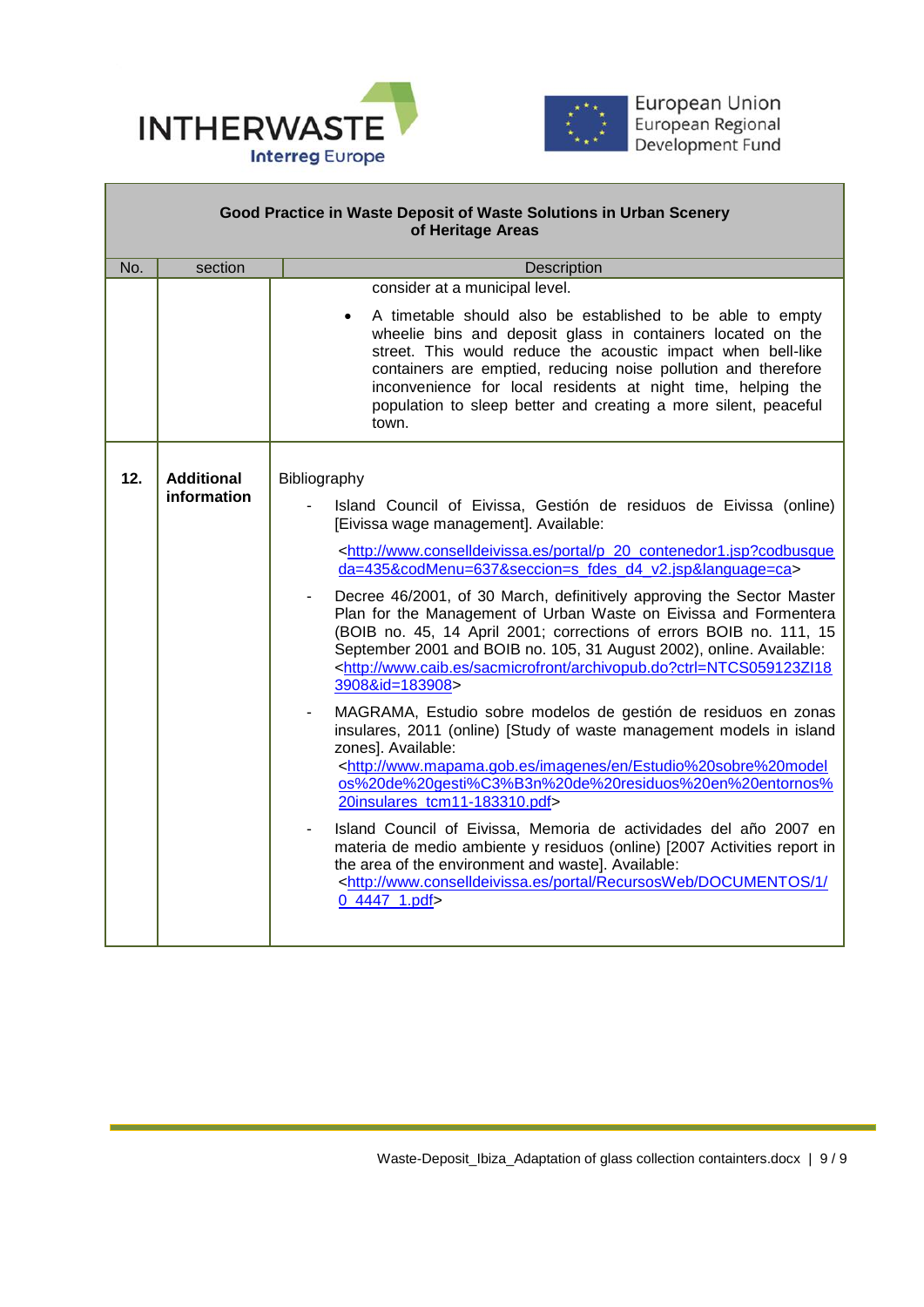**Good Practice in Waste Deposit of Waste Solutions in Urban Scenery of Heritage Areas**

| No. | section | Description |
|---|---|---|
| | | consider at a municipal level.<br><br>• A timetable should also be established to be able to empty wheelie bins and deposit glass in containers located on the street. This would reduce the acoustic impact when bell-like containers are emptied, reducing noise pollution and therefore inconvenience for local residents at night time, helping the population to sleep better and creating a more silent, peaceful town. |
| **12.** | **Additional information** | Bibliography<br><br>- Island Council of Eivissa, Gestión de residuos de Eivissa (online) [Eivissa wage management]. Available:<br><http://www.conselldeivissa.es/portal/p_20_contenedor1.jsp?codbusqueda=435&codMenu=637&seccion=s_fdes_d4_v2.jsp&language=ca><br><br>- Decree 46/2001, of 30 March, definitively approving the Sector Master Plan for the Management of Urban Waste on Eivissa and Formentera (BOIB no. 45, 14 April 2001; corrections of errors BOIB no. 111, 15 September 2001 and BOIB no. 105, 31 August 2002), online. Available: <http://www.caib.es/sacmicrofront/archivopub.do?ctrl=NTCS059123ZI183908&id=183908><br><br>- MAGRAMA, Estudio sobre modelos de gestión de residuos en zonas insulares, 2011 (online) [Study of waste management models in island zones]. Available: <http://www.mapama.gob.es/imagenes/en/Estudio%20sobre%20modelos%20de%20gesti%C3%B3n%20de%20residuos%20en%20entornos%20insulares_tcm11-183310.pdf><br><br>- Island Council of Eivissa, Memoria de actividades del año 2007 en materia de medio ambiente y residuos (online) [2007 Activities report in the area of the environment and waste]. Available: <http://www.conselldeivissa.es/portal/RecursosWeb/DOCUMENTOS/1/0_4447_1.pdf> |